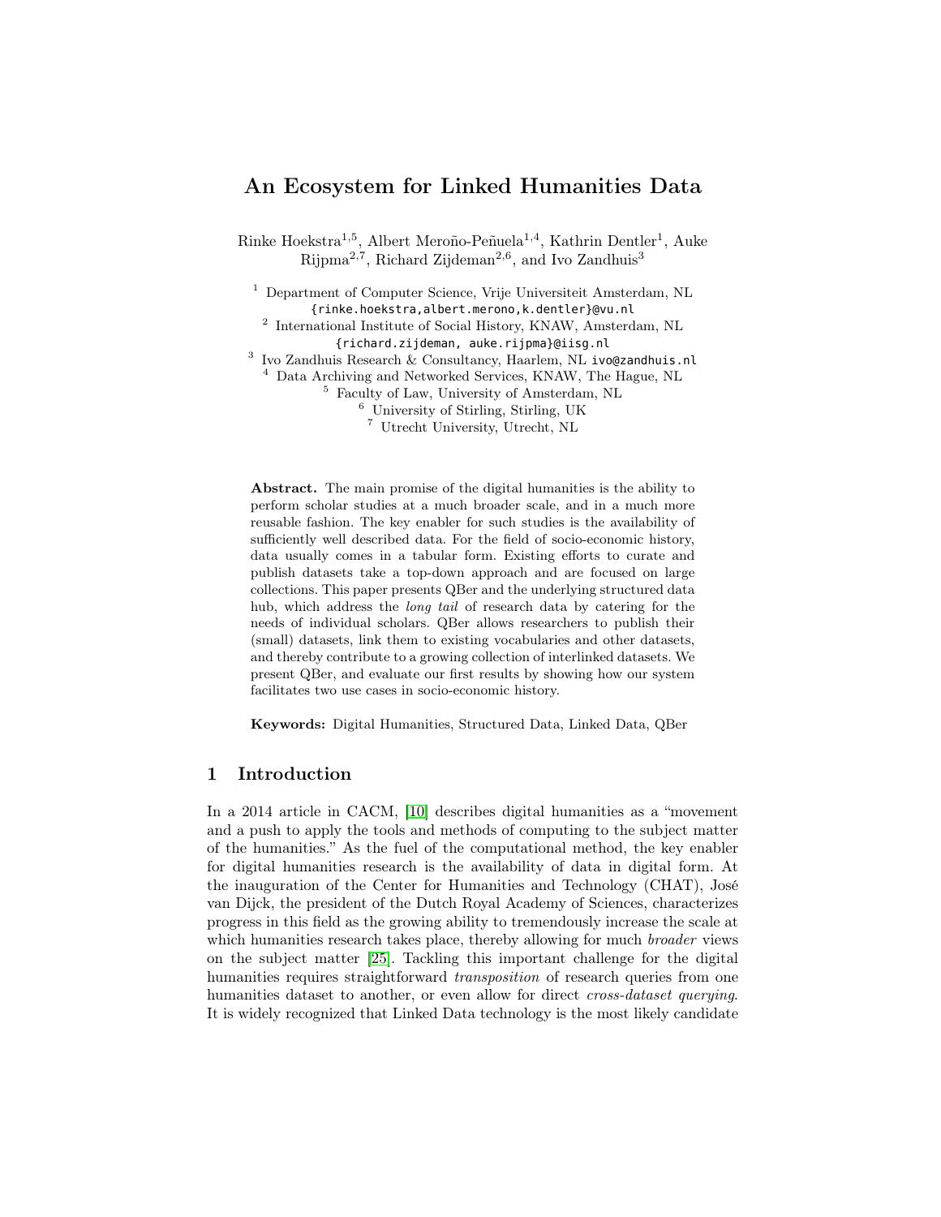# An Ecosystem for Linked Humanities Data

Rinke Hoekstra[1,5], Albert Meroño-Peñuela[1,4], Kathrin Dentler[1], Auke Rijpma[2,7], Richard Zijdeman[2,6], and Ivo Zandhuis[3]

[1] Department of Computer Science, Vrije Universiteit Amsterdam, NL
{rinke.hoekstra,albert.merono,k.dentler}@vu.nl
[2] International Institute of Social History, KNAW, Amsterdam, NL
{richard.zijdeman, auke.rijpma}@iisg.nl
[3] Ivo Zandhuis Research & Consultancy, Haarlem, NL ivo@zandhuis.nl
[4] Data Archiving and Networked Services, KNAW, The Hague, NL
[5] Faculty of Law, University of Amsterdam, NL
[6] University of Stirling, Stirling, UK
[7] Utrecht University, Utrecht, NL

**Abstract.** The main promise of the digital humanities is the ability to perform scholar studies at a much broader scale, and in a much more reusable fashion. The key enabler for such studies is the availability of sufficiently well described data. For the field of socio-economic history, data usually comes in a tabular form. Existing efforts to curate and publish datasets take a top-down approach and are focused on large collections. This paper presents QBer and the underlying structured data hub, which address the *long tail* of research data by catering for the needs of individual scholars. QBer allows researchers to publish their (small) datasets, link them to existing vocabularies and other datasets, and thereby contribute to a growing collection of interlinked datasets. We present QBer, and evaluate our first results by showing how our system facilitates two use cases in socio-economic history.

**Keywords:** Digital Humanities, Structured Data, Linked Data, QBer

## 1 Introduction

In a 2014 article in CACM, [10] describes digital humanities as a "movement and a push to apply the tools and methods of computing to the subject matter of the humanities." As the fuel of the computational method, the key enabler for digital humanities research is the availability of data in digital form. At the inauguration of the Center for Humanities and Technology (CHAT), José van Dijck, the president of the Dutch Royal Academy of Sciences, characterizes progress in this field as the growing ability to tremendously increase the scale at which humanities research takes place, thereby allowing for much *broader* views on the subject matter [25]. Tackling this important challenge for the digital humanities requires straightforward *transposition* of research queries from one humanities dataset to another, or even allow for direct *cross-dataset querying*. It is widely recognized that Linked Data technology is the most likely candidate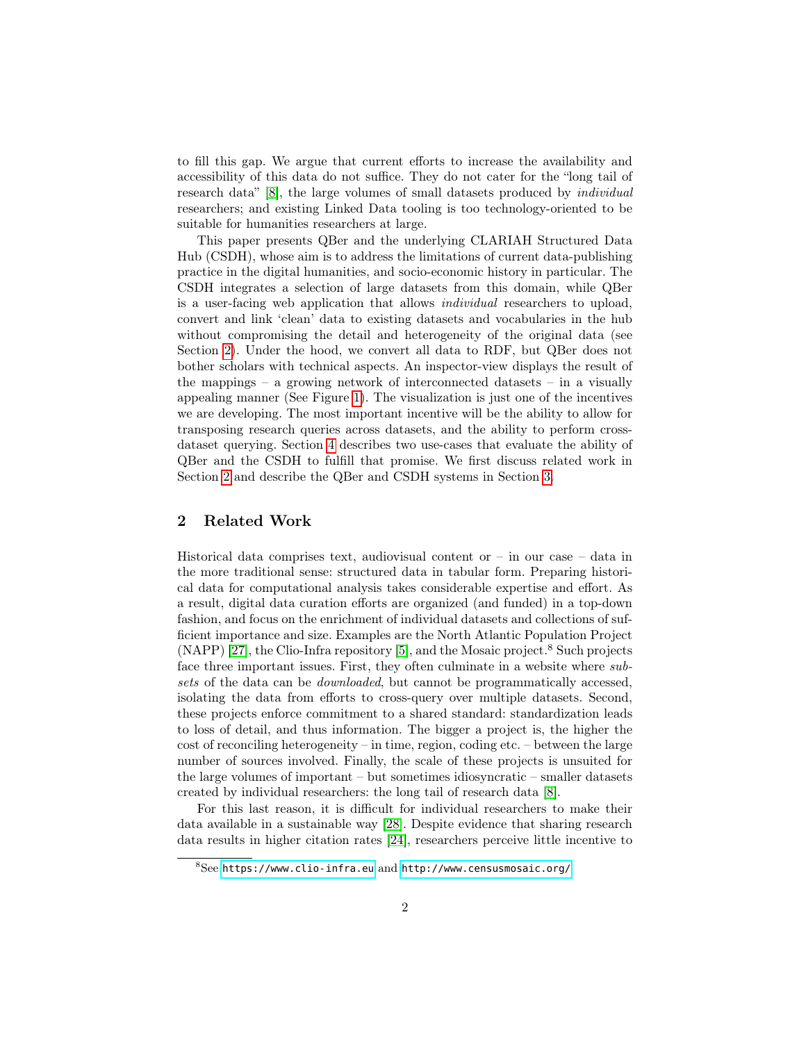to fill this gap. We argue that current efforts to increase the availability and accessibility of this data do not suffice. They do not cater for the "long tail of research data" [8], the large volumes of small datasets produced by *individual* researchers; and existing Linked Data tooling is too technology-oriented to be suitable for humanities researchers at large.

This paper presents QBer and the underlying CLARIAH Structured Data Hub (CSDH), whose aim is to address the limitations of current data-publishing practice in the digital humanities, and socio-economic history in particular. The CSDH integrates a selection of large datasets from this domain, while QBer is a user-facing web application that allows *individual* researchers to upload, convert and link 'clean' data to existing datasets and vocabularies in the hub without compromising the detail and heterogeneity of the original data (see Section 2). Under the hood, we convert all data to RDF, but QBer does not bother scholars with technical aspects. An inspector-view displays the result of the mappings – a growing network of interconnected datasets – in a visually appealing manner (See Figure 1). The visualization is just one of the incentives we are developing. The most important incentive will be the ability to allow for transposing research queries across datasets, and the ability to perform cross-dataset querying. Section 4 describes two use-cases that evaluate the ability of QBer and the CSDH to fulfill that promise. We first discuss related work in Section 2 and describe the QBer and CSDH systems in Section 3.

## 2 Related Work

Historical data comprises text, audiovisual content or – in our case – data in the more traditional sense: structured data in tabular form. Preparing historical data for computational analysis takes considerable expertise and effort. As a result, digital data curation efforts are organized (and funded) in a top-down fashion, and focus on the enrichment of individual datasets and collections of sufficient importance and size. Examples are the North Atlantic Population Project (NAPP) [27], the Clio-Infra repository [5], and the Mosaic project.[8] Such projects face three important issues. First, they often culminate in a website where *subsets* of the data can be *downloaded*, but cannot be programmatically accessed, isolating the data from efforts to cross-query over multiple datasets. Second, these projects enforce commitment to a shared standard: standardization leads to loss of detail, and thus information. The bigger a project is, the higher the cost of reconciling heterogeneity – in time, region, coding etc. – between the large number of sources involved. Finally, the scale of these projects is unsuited for the large volumes of important – but sometimes idiosyncratic – smaller datasets created by individual researchers: the long tail of research data [8].

For this last reason, it is difficult for individual researchers to make their data available in a sustainable way [28]. Despite evidence that sharing research data results in higher citation rates [24], researchers perceive little incentive to

[8] See https://www.clio-infra.eu and http://www.censusmosaic.org/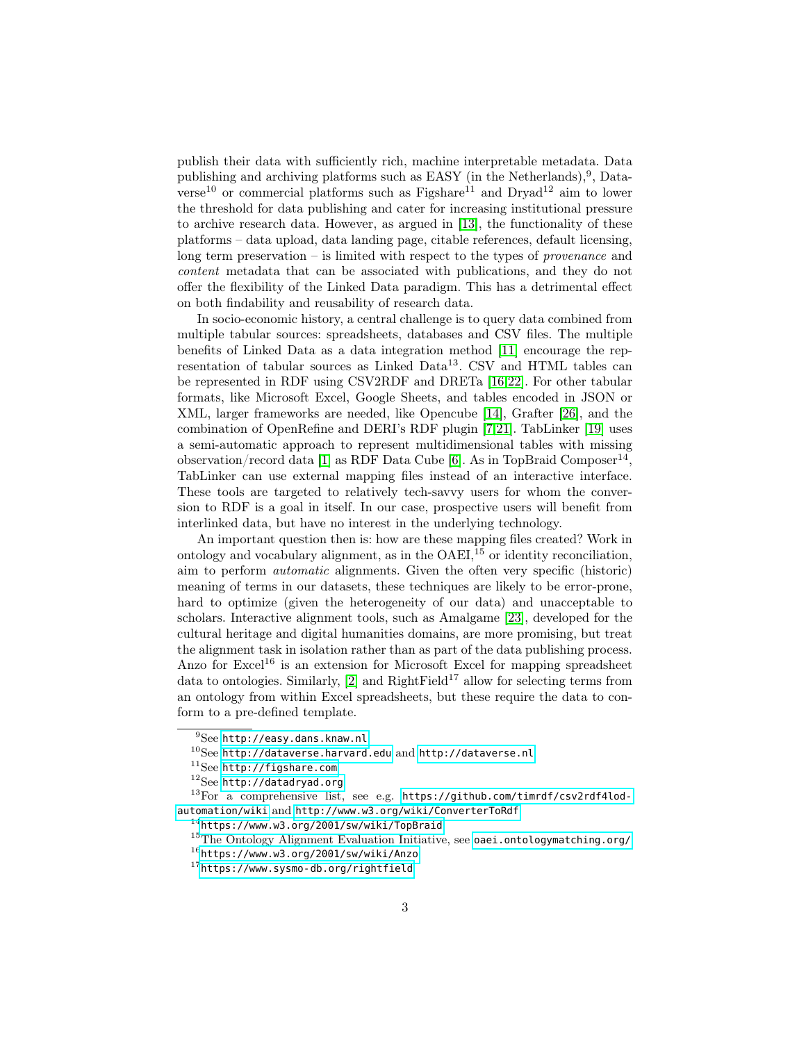publish their data with sufficiently rich, machine interpretable metadata. Data publishing and archiving platforms such as EASY (in the Netherlands),[9], Dataverse[10] or commercial platforms such as Figshare[11] and Dryad[12] aim to lower the threshold for data publishing and cater for increasing institutional pressure to archive research data. However, as argued in [13], the functionality of these platforms – data upload, data landing page, citable references, default licensing, long term preservation – is limited with respect to the types of *provenance* and *content* metadata that can be associated with publications, and they do not offer the flexibility of the Linked Data paradigm. This has a detrimental effect on both findability and reusability of research data.

In socio-economic history, a central challenge is to query data combined from multiple tabular sources: spreadsheets, databases and CSV files. The multiple benefits of Linked Data as a data integration method [11] encourage the representation of tabular sources as Linked Data[13]. CSV and HTML tables can be represented in RDF using CSV2RDF and DRETa [16,22]. For other tabular formats, like Microsoft Excel, Google Sheets, and tables encoded in JSON or XML, larger frameworks are needed, like Opencube [14], Grafter [26], and the combination of OpenRefine and DERI's RDF plugin [7,21]. TabLinker [19] uses a semi-automatic approach to represent multidimensional tables with missing observation/record data [1] as RDF Data Cube [6]. As in TopBraid Composer[14], TabLinker can use external mapping files instead of an interactive interface. These tools are targeted to relatively tech-savvy users for whom the conversion to RDF is a goal in itself. In our case, prospective users will benefit from interlinked data, but have no interest in the underlying technology.

An important question then is: how are these mapping files created? Work in ontology and vocabulary alignment, as in the OAEI,[15] or identity reconciliation, aim to perform *automatic* alignments. Given the often very specific (historic) meaning of terms in our datasets, these techniques are likely to be error-prone, hard to optimize (given the heterogeneity of our data) and unacceptable to scholars. Interactive alignment tools, such as Amalgame [23], developed for the cultural heritage and digital humanities domains, are more promising, but treat the alignment task in isolation rather than as part of the data publishing process. Anzo for Excel[16] is an extension for Microsoft Excel for mapping spreadsheet data to ontologies. Similarly, [2] and RightField[17] allow for selecting terms from an ontology from within Excel spreadsheets, but these require the data to conform to a pre-defined template.

---

[9] See http://easy.dans.knaw.nl

[10] See http://dataverse.harvard.edu and http://dataverse.nl

[11] See http://figshare.com

[12] See http://datadryad.org

[13] For a comprehensive list, see e.g. https://github.com/timrdf/csv2rdf4lod-automation/wiki and http://www.w3.org/wiki/ConverterToRdf

[14] https://www.w3.org/2001/sw/wiki/TopBraid

[15] The Ontology Alignment Evaluation Initiative, see oaei.ontologymatching.org/

[16] https://www.w3.org/2001/sw/wiki/Anzo

[17] https://www.sysmo-db.org/rightfield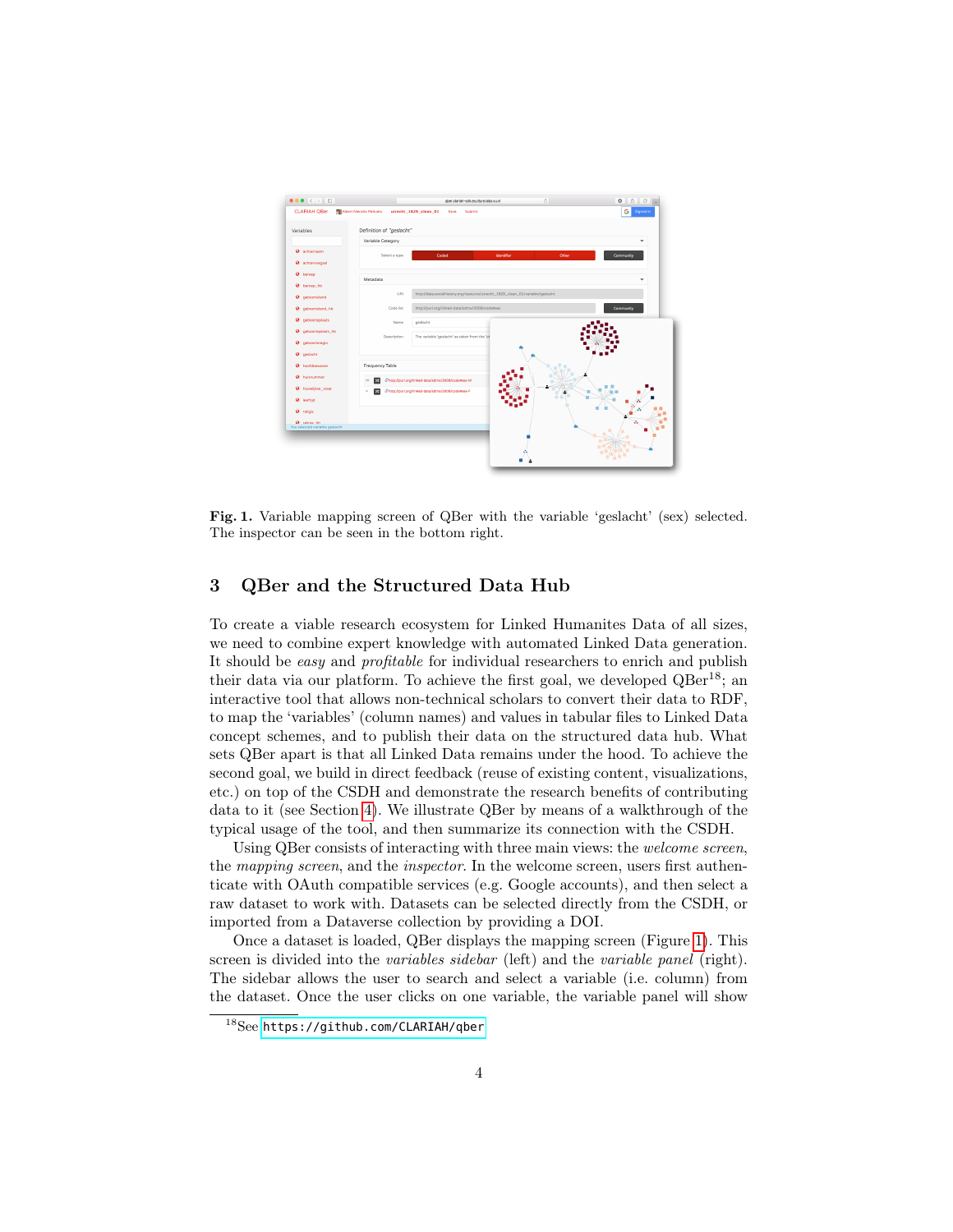**Fig. 1.** Variable mapping screen of QBer with the variable 'geslacht' (sex) selected. The inspector can be seen in the bottom right.

## 3 QBer and the Structured Data Hub

To create a viable research ecosystem for Linked Humanites Data of all sizes, we need to combine expert knowledge with automated Linked Data generation. It should be *easy* and *profitable* for individual researchers to enrich and publish their data via our platform. To achieve the first goal, we developed QBer[18]; an interactive tool that allows non-technical scholars to convert their data to RDF, to map the 'variables' (column names) and values in tabular files to Linked Data concept schemes, and to publish their data on the structured data hub. What sets QBer apart is that all Linked Data remains under the hood. To achieve the second goal, we build in direct feedback (reuse of existing content, visualizations, etc.) on top of the CSDH and demonstrate the research benefits of contributing data to it (see Section 4). We illustrate QBer by means of a walkthrough of the typical usage of the tool, and then summarize its connection with the CSDH.

Using QBer consists of interacting with three main views: the *welcome screen*, the *mapping screen*, and the *inspector*. In the welcome screen, users first authenticate with OAuth compatible services (e.g. Google accounts), and then select a raw dataset to work with. Datasets can be selected directly from the CSDH, or imported from a Dataverse collection by providing a DOI.

Once a dataset is loaded, QBer displays the mapping screen (Figure 1). This screen is divided into the *variables sidebar* (left) and the *variable panel* (right). The sidebar allows the user to search and select a variable (i.e. column) from the dataset. Once the user clicks on one variable, the variable panel will show

[18] See https://github.com/CLARIAH/qber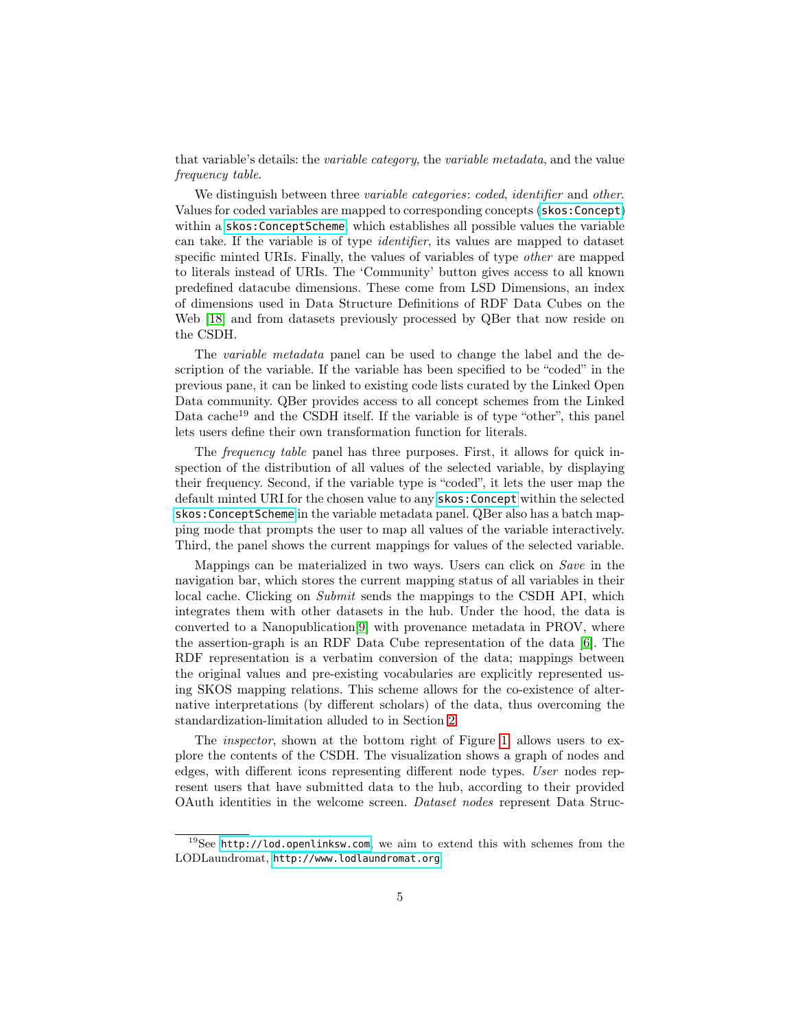that variable's details: the *variable category*, the *variable metadata*, and the value *frequency table*.

We distinguish between three *variable categories*: *coded*, *identifier* and *other*. Values for coded variables are mapped to corresponding concepts (`skos:Concept`) within a `skos:ConceptScheme`, which establishes all possible values the variable can take. If the variable is of type *identifier*, its values are mapped to dataset specific minted URIs. Finally, the values of variables of type *other* are mapped to literals instead of URIs. The 'Community' button gives access to all known predefined datacube dimensions. These come from LSD Dimensions, an index of dimensions used in Data Structure Definitions of RDF Data Cubes on the Web [18] and from datasets previously processed by QBer that now reside on the CSDH.

The *variable metadata* panel can be used to change the label and the description of the variable. If the variable has been specified to be "coded" in the previous pane, it can be linked to existing code lists curated by the Linked Open Data community. QBer provides access to all concept schemes from the Linked Data cache[19] and the CSDH itself. If the variable is of type "other", this panel lets users define their own transformation function for literals.

The *frequency table* panel has three purposes. First, it allows for quick inspection of the distribution of all values of the selected variable, by displaying their frequency. Second, if the variable type is "coded", it lets the user map the default minted URI for the chosen value to any `skos:Concept` within the selected `skos:ConceptScheme` in the variable metadata panel. QBer also has a batch mapping mode that prompts the user to map all values of the variable interactively. Third, the panel shows the current mappings for values of the selected variable.

Mappings can be materialized in two ways. Users can click on *Save* in the navigation bar, which stores the current mapping status of all variables in their local cache. Clicking on *Submit* sends the mappings to the CSDH API, which integrates them with other datasets in the hub. Under the hood, the data is converted to a Nanopublication[9] with provenance metadata in PROV, where the assertion-graph is an RDF Data Cube representation of the data [6]. The RDF representation is a verbatim conversion of the data; mappings between the original values and pre-existing vocabularies are explicitly represented using SKOS mapping relations. This scheme allows for the co-existence of alternative interpretations (by different scholars) of the data, thus overcoming the standardization-limitation alluded to in Section 2.

The *inspector*, shown at the bottom right of Figure 1, allows users to explore the contents of the CSDH. The visualization shows a graph of nodes and edges, with different icons representing different node types. *User* nodes represent users that have submitted data to the hub, according to their provided OAuth identities in the welcome screen. *Dataset nodes* represent Data Struc-

[19] See `http://lod.openlinksw.com`, we aim to extend this with schemes from the LODLaundromat, `http://www.lodlaundromat.org`.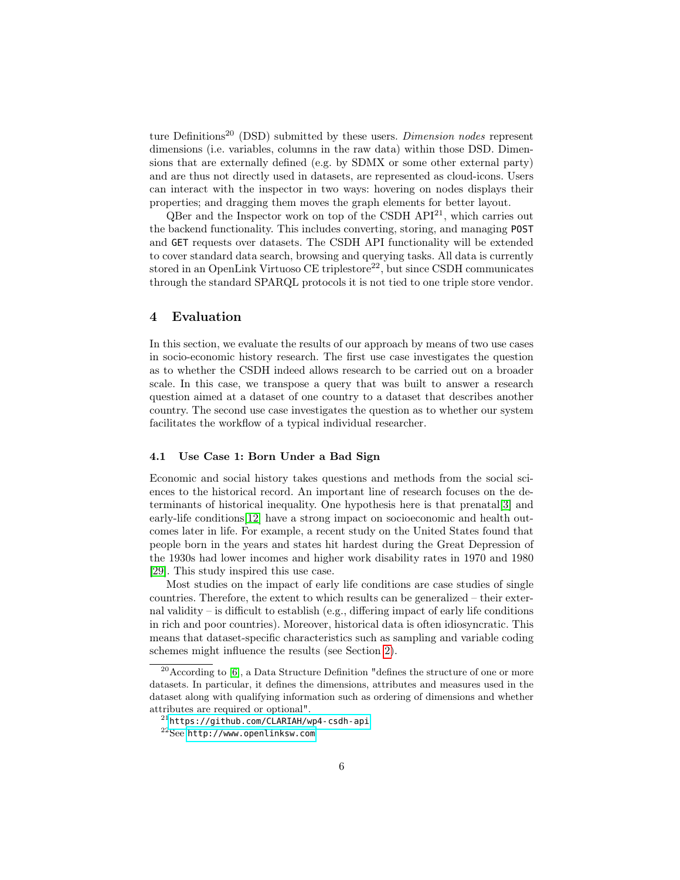ture Definitions[20] (DSD) submitted by these users. *Dimension nodes* represent dimensions (i.e. variables, columns in the raw data) within those DSD. Dimensions that are externally defined (e.g. by SDMX or some other external party) and are thus not directly used in datasets, are represented as cloud-icons. Users can interact with the inspector in two ways: hovering on nodes displays their properties; and dragging them moves the graph elements for better layout.

QBer and the Inspector work on top of the CSDH API[21], which carries out the backend functionality. This includes converting, storing, and managing `POST` and `GET` requests over datasets. The CSDH API functionality will be extended to cover standard data search, browsing and querying tasks. All data is currently stored in an OpenLink Virtuoso CE triplestore[22], but since CSDH communicates through the standard SPARQL protocols it is not tied to one triple store vendor.

## 4 Evaluation

In this section, we evaluate the results of our approach by means of two use cases in socio-economic history research. The first use case investigates the question as to whether the CSDH indeed allows research to be carried out on a broader scale. In this case, we transpose a query that was built to answer a research question aimed at a dataset of one country to a dataset that describes another country. The second use case investigates the question as to whether our system facilitates the workflow of a typical individual researcher.

### 4.1 Use Case 1: Born Under a Bad Sign

Economic and social history takes questions and methods from the social sciences to the historical record. An important line of research focuses on the determinants of historical inequality. One hypothesis here is that prenatal[3] and early-life conditions[12] have a strong impact on socioeconomic and health outcomes later in life. For example, a recent study on the United States found that people born in the years and states hit hardest during the Great Depression of the 1930s had lower incomes and higher work disability rates in 1970 and 1980 [29]. This study inspired this use case.

Most studies on the impact of early life conditions are case studies of single countries. Therefore, the extent to which results can be generalized – their external validity – is difficult to establish (e.g., differing impact of early life conditions in rich and poor countries). Moreover, historical data is often idiosyncratic. This means that dataset-specific characteristics such as sampling and variable coding schemes might influence the results (see Section 2).

---

[20] According to [6], a Data Structure Definition "defines the structure of one or more datasets. In particular, it defines the dimensions, attributes and measures used in the dataset along with qualifying information such as ordering of dimensions and whether attributes are required or optional".

[21] `https://github.com/CLARIAH/wp4-csdh-api`

[22] See `http://www.openlinksw.com`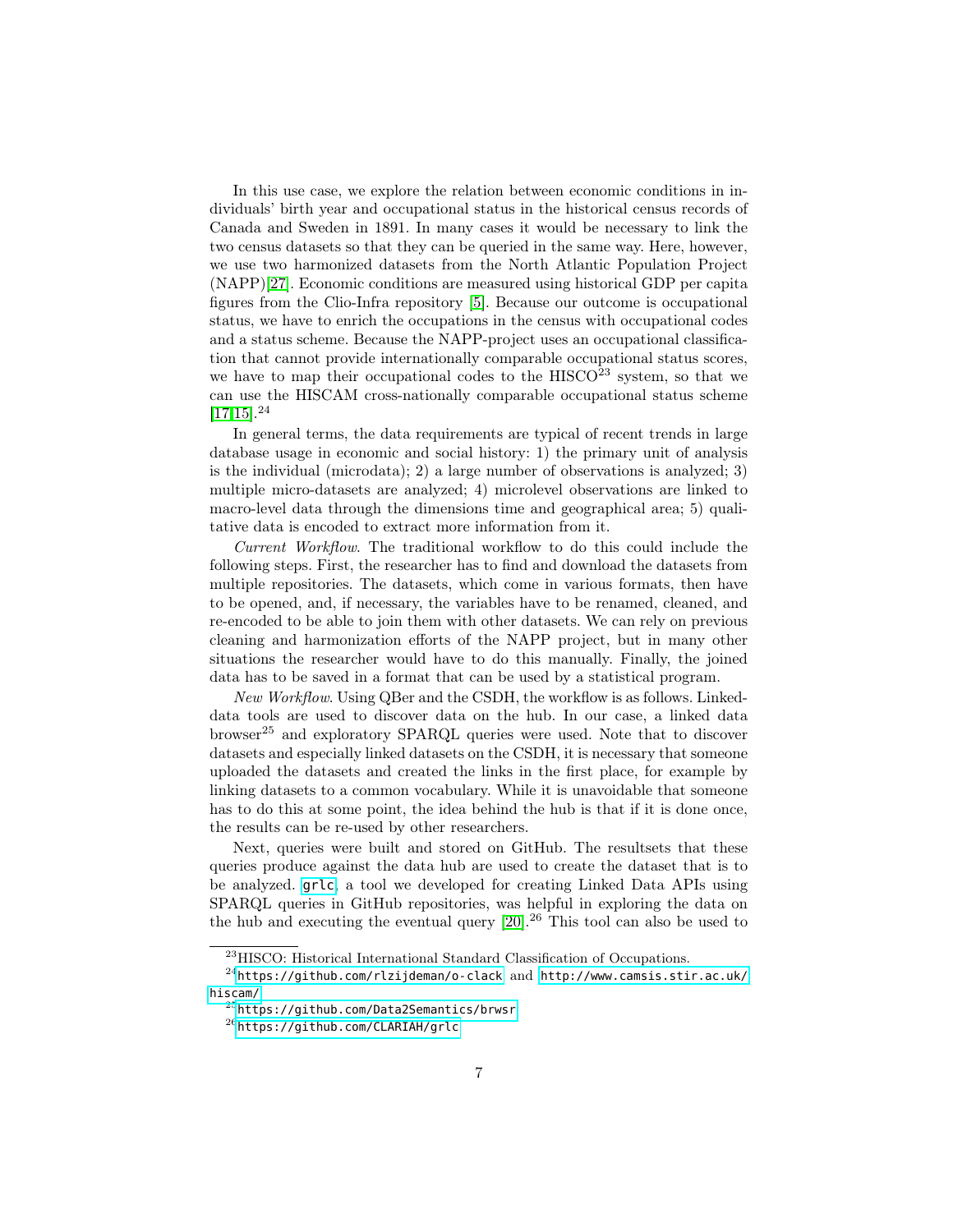In this use case, we explore the relation between economic conditions in individuals' birth year and occupational status in the historical census records of Canada and Sweden in 1891. In many cases it would be necessary to link the two census datasets so that they can be queried in the same way. Here, however, we use two harmonized datasets from the North Atlantic Population Project (NAPP)[27]. Economic conditions are measured using historical GDP per capita figures from the Clio-Infra repository [5]. Because our outcome is occupational status, we have to enrich the occupations in the census with occupational codes and a status scheme. Because the NAPP-project uses an occupational classification that cannot provide internationally comparable occupational status scores, we have to map their occupational codes to the HISCO[23] system, so that we can use the HISCAM cross-nationally comparable occupational status scheme [17,15].[24]

In general terms, the data requirements are typical of recent trends in large database usage in economic and social history: 1) the primary unit of analysis is the individual (microdata); 2) a large number of observations is analyzed; 3) multiple micro-datasets are analyzed; 4) microlevel observations are linked to macro-level data through the dimensions time and geographical area; 5) qualitative data is encoded to extract more information from it.

*Current Workflow*. The traditional workflow to do this could include the following steps. First, the researcher has to find and download the datasets from multiple repositories. The datasets, which come in various formats, then have to be opened, and, if necessary, the variables have to be renamed, cleaned, and re-encoded to be able to join them with other datasets. We can rely on previous cleaning and harmonization efforts of the NAPP project, but in many other situations the researcher would have to do this manually. Finally, the joined data has to be saved in a format that can be used by a statistical program.

*New Workflow*. Using QBer and the CSDH, the workflow is as follows. Linked-data tools are used to discover data on the hub. In our case, a linked data browser[25] and exploratory SPARQL queries were used. Note that to discover datasets and especially linked datasets on the CSDH, it is necessary that someone uploaded the datasets and created the links in the first place, for example by linking datasets to a common vocabulary. While it is unavoidable that someone has to do this at some point, the idea behind the hub is that if it is done once, the results can be re-used by other researchers.

Next, queries were built and stored on GitHub. The resultsets that these queries produce against the data hub are used to create the dataset that is to be analyzed. `grlc`, a tool we developed for creating Linked Data APIs using SPARQL queries in GitHub repositories, was helpful in exploring the data on the hub and executing the eventual query [20].[26] This tool can also be used to

[23] HISCO: Historical International Standard Classification of Occupations.

[24] `https://github.com/rlzijdeman/o-clack` and `http://www.camsis.stir.ac.uk/hiscam/`

[25] `https://github.com/Data2Semantics/brwsr`

[26] `https://github.com/CLARIAH/grlc`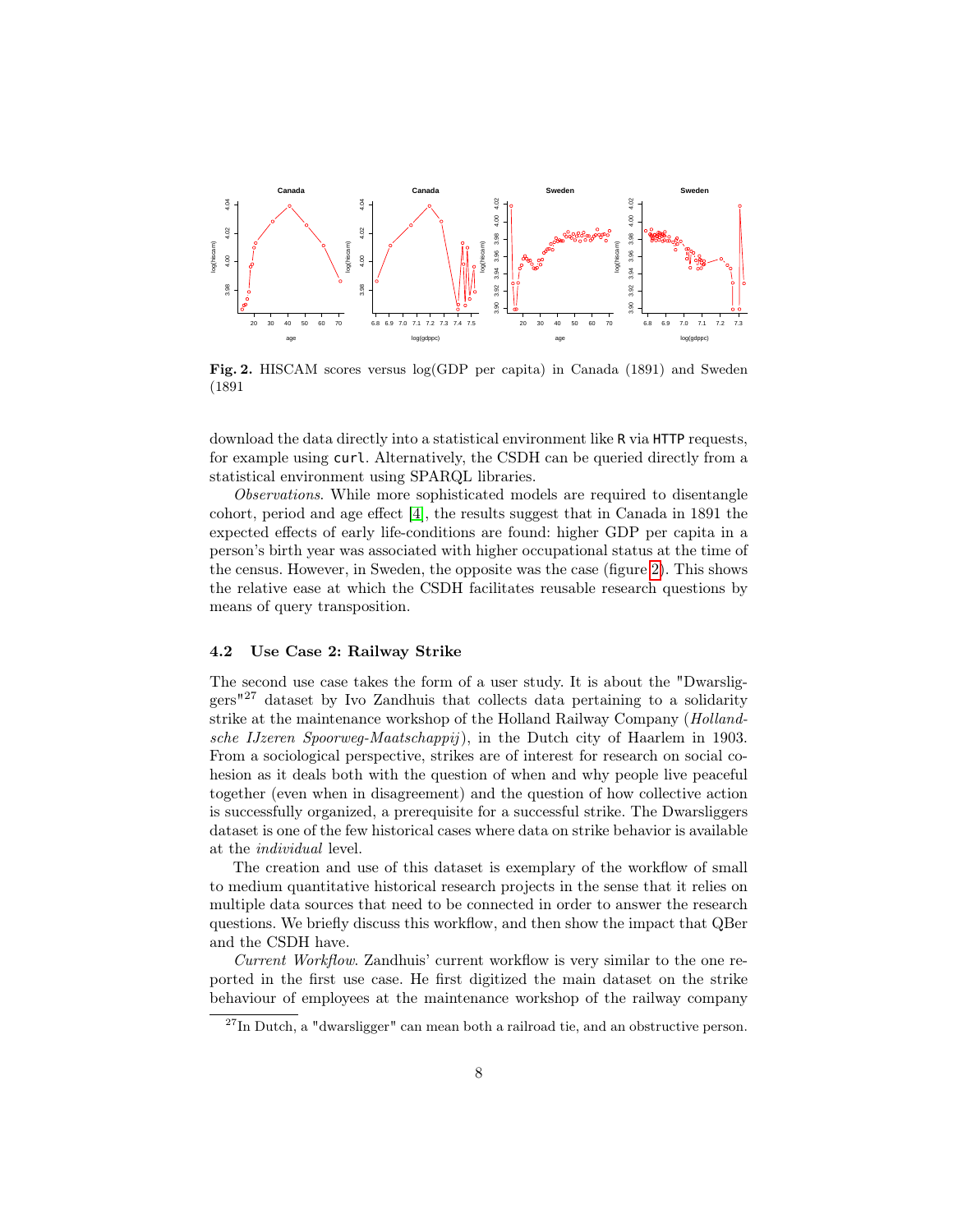**Fig. 2.** HISCAM scores versus log(GDP per capita) in Canada (1891) and Sweden (1891

download the data directly into a statistical environment like R via HTTP requests, for example using curl. Alternatively, the CSDH can be queried directly from a statistical environment using SPARQL libraries.

*Observations*. While more sophisticated models are required to disentangle cohort, period and age effect [4], the results suggest that in Canada in 1891 the expected effects of early life-conditions are found: higher GDP per capita in a person's birth year was associated with higher occupational status at the time of the census. However, in Sweden, the opposite was the case (figure 2). This shows the relative ease at which the CSDH facilitates reusable research questions by means of query transposition.

### 4.2 Use Case 2: Railway Strike

The second use case takes the form of a user study. It is about the "Dwarsliggers"[27] dataset by Ivo Zandhuis that collects data pertaining to a solidarity strike at the maintenance workshop of the Holland Railway Company (*Hollandsche IJzeren Spoorweg-Maatschappij*), in the Dutch city of Haarlem in 1903. From a sociological perspective, strikes are of interest for research on social cohesion as it deals both with the question of when and why people live peaceful together (even when in disagreement) and the question of how collective action is successfully organized, a prerequisite for a successful strike. The Dwarsliggers dataset is one of the few historical cases where data on strike behavior is available at the *individual* level.

The creation and use of this dataset is exemplary of the workflow of small to medium quantitative historical research projects in the sense that it relies on multiple data sources that need to be connected in order to answer the research questions. We briefly discuss this workflow, and then show the impact that QBer and the CSDH have.

*Current Workflow*. Zandhuis' current workflow is very similar to the one reported in the first use case. He first digitized the main dataset on the strike behaviour of employees at the maintenance workshop of the railway company

[27] In Dutch, a "dwarsligger" can mean both a railroad tie, and an obstructive person.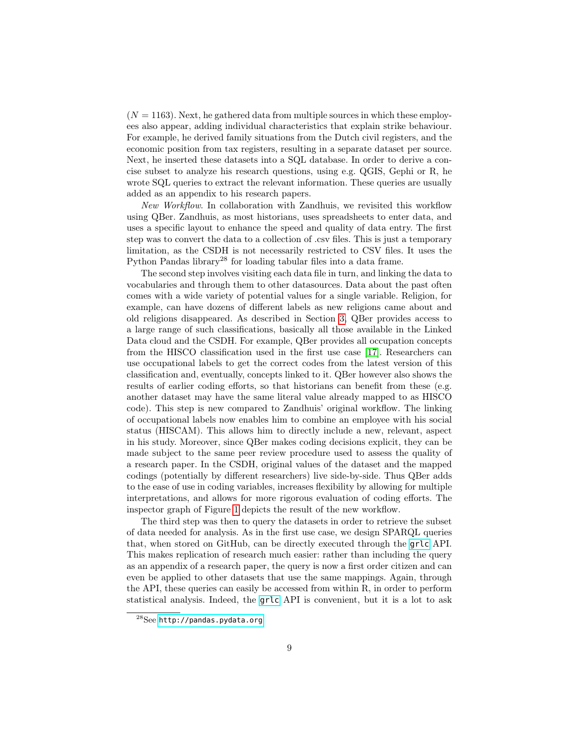($N = 1163$). Next, he gathered data from multiple sources in which these employees also appear, adding individual characteristics that explain strike behaviour. For example, he derived family situations from the Dutch civil registers, and the economic position from tax registers, resulting in a separate dataset per source. Next, he inserted these datasets into a SQL database. In order to derive a concise subset to analyze his research questions, using e.g. QGIS, Gephi or R, he wrote SQL queries to extract the relevant information. These queries are usually added as an appendix to his research papers.

*New Workflow.* In collaboration with Zandhuis, we revisited this workflow using QBer. Zandhuis, as most historians, uses spreadsheets to enter data, and uses a specific layout to enhance the speed and quality of data entry. The first step was to convert the data to a collection of .csv files. This is just a temporary limitation, as the CSDH is not necessarily restricted to CSV files. It uses the Python Pandas library[28] for loading tabular files into a data frame.

The second step involves visiting each data file in turn, and linking the data to vocabularies and through them to other datasources. Data about the past often comes with a wide variety of potential values for a single variable. Religion, for example, can have dozens of different labels as new religions came about and old religions disappeared. As described in Section 3, QBer provides access to a large range of such classifications, basically all those available in the Linked Data cloud and the CSDH. For example, QBer provides all occupation concepts from the HISCO classification used in the first use case [17]. Researchers can use occupational labels to get the correct codes from the latest version of this classification and, eventually, concepts linked to it. QBer however also shows the results of earlier coding efforts, so that historians can benefit from these (e.g. another dataset may have the same literal value already mapped to as HISCO code). This step is new compared to Zandhuis' original workflow. The linking of occupational labels now enables him to combine an employee with his social status (HISCAM). This allows him to directly include a new, relevant, aspect in his study. Moreover, since QBer makes coding decisions explicit, they can be made subject to the same peer review procedure used to assess the quality of a research paper. In the CSDH, original values of the dataset and the mapped codings (potentially by different researchers) live side-by-side. Thus QBer adds to the ease of use in coding variables, increases flexibility by allowing for multiple interpretations, and allows for more rigorous evaluation of coding efforts. The inspector graph of Figure 1 depicts the result of the new workflow.

The third step was then to query the datasets in order to retrieve the subset of data needed for analysis. As in the first use case, we design SPARQL queries that, when stored on GitHub, can be directly executed through the `grlc` API. This makes replication of research much easier: rather than including the query as an appendix of a research paper, the query is now a first order citizen and can even be applied to other datasets that use the same mappings. Again, through the API, these queries can easily be accessed from within R, in order to perform statistical analysis. Indeed, the `grlc` API is convenient, but it is a lot to ask

[28] See http://pandas.pydata.org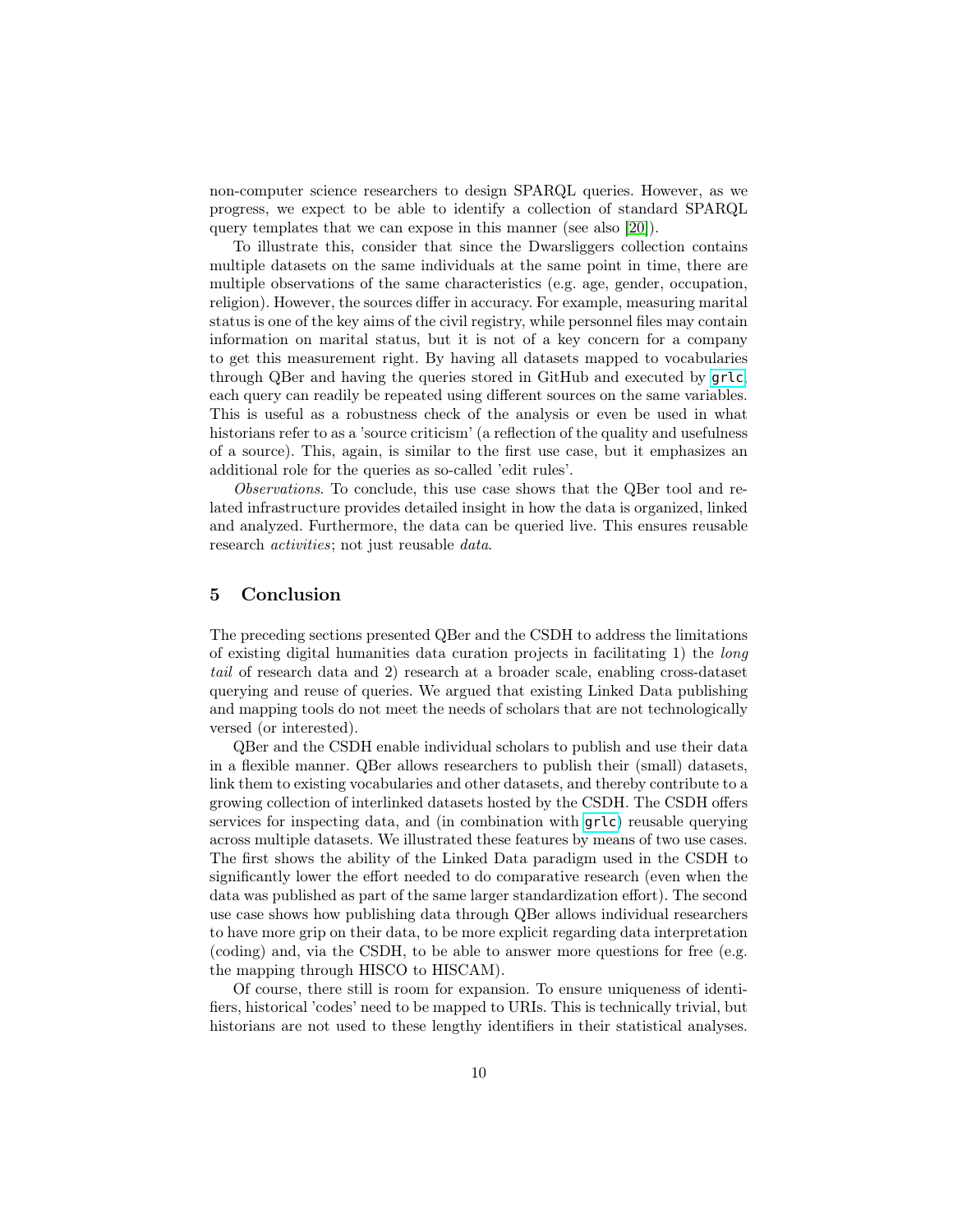non-computer science researchers to design SPARQL queries. However, as we progress, we expect to be able to identify a collection of standard SPARQL query templates that we can expose in this manner (see also [20]).

To illustrate this, consider that since the Dwarsliggers collection contains multiple datasets on the same individuals at the same point in time, there are multiple observations of the same characteristics (e.g. age, gender, occupation, religion). However, the sources differ in accuracy. For example, measuring marital status is one of the key aims of the civil registry, while personnel files may contain information on marital status, but it is not of a key concern for a company to get this measurement right. By having all datasets mapped to vocabularies through QBer and having the queries stored in GitHub and executed by `grlc`, each query can readily be repeated using different sources on the same variables. This is useful as a robustness check of the analysis or even be used in what historians refer to as a 'source criticism' (a reflection of the quality and usefulness of a source). This, again, is similar to the first use case, but it emphasizes an additional role for the queries as so-called 'edit rules'.

*Observations*. To conclude, this use case shows that the QBer tool and related infrastructure provides detailed insight in how the data is organized, linked and analyzed. Furthermore, the data can be queried live. This ensures reusable research *activities*; not just reusable *data*.

## 5 Conclusion

The preceding sections presented QBer and the CSDH to address the limitations of existing digital humanities data curation projects in facilitating 1) the *long tail* of research data and 2) research at a broader scale, enabling cross-dataset querying and reuse of queries. We argued that existing Linked Data publishing and mapping tools do not meet the needs of scholars that are not technologically versed (or interested).

QBer and the CSDH enable individual scholars to publish and use their data in a flexible manner. QBer allows researchers to publish their (small) datasets, link them to existing vocabularies and other datasets, and thereby contribute to a growing collection of interlinked datasets hosted by the CSDH. The CSDH offers services for inspecting data, and (in combination with `grlc`) reusable querying across multiple datasets. We illustrated these features by means of two use cases. The first shows the ability of the Linked Data paradigm used in the CSDH to significantly lower the effort needed to do comparative research (even when the data was published as part of the same larger standardization effort). The second use case shows how publishing data through QBer allows individual researchers to have more grip on their data, to be more explicit regarding data interpretation (coding) and, via the CSDH, to be able to answer more questions for free (e.g. the mapping through HISCO to HISCAM).

Of course, there still is room for expansion. To ensure uniqueness of identifiers, historical 'codes' need to be mapped to URIs. This is technically trivial, but historians are not used to these lengthy identifiers in their statistical analyses.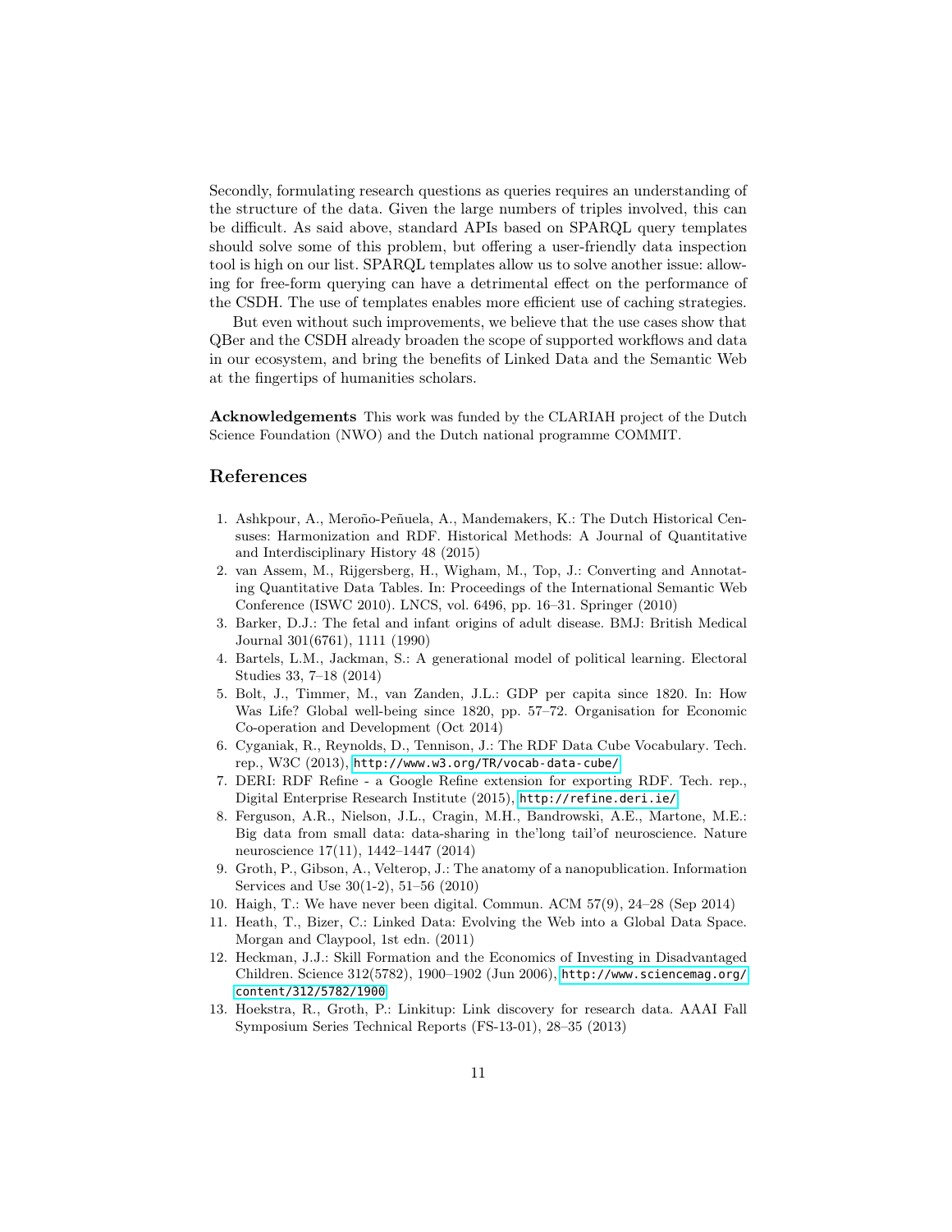Secondly, formulating research questions as queries requires an understanding of the structure of the data. Given the large numbers of triples involved, this can be difficult. As said above, standard APIs based on SPARQL query templates should solve some of this problem, but offering a user-friendly data inspection tool is high on our list. SPARQL templates allow us to solve another issue: allowing for free-form querying can have a detrimental effect on the performance of the CSDH. The use of templates enables more efficient use of caching strategies.

But even without such improvements, we believe that the use cases show that QBer and the CSDH already broaden the scope of supported workflows and data in our ecosystem, and bring the benefits of Linked Data and the Semantic Web at the fingertips of humanities scholars.

**Acknowledgements** This work was funded by the CLARIAH project of the Dutch Science Foundation (NWO) and the Dutch national programme COMMIT.

## References

1. Ashkpour, A., Meroño-Peñuela, A., Mandemakers, K.: The Dutch Historical Censuses: Harmonization and RDF. Historical Methods: A Journal of Quantitative and Interdisciplinary History 48 (2015)
2. van Assem, M., Rijgersberg, H., Wigham, M., Top, J.: Converting and Annotating Quantitative Data Tables. In: Proceedings of the International Semantic Web Conference (ISWC 2010). LNCS, vol. 6496, pp. 16–31. Springer (2010)
3. Barker, D.J.: The fetal and infant origins of adult disease. BMJ: British Medical Journal 301(6761), 1111 (1990)
4. Bartels, L.M., Jackman, S.: A generational model of political learning. Electoral Studies 33, 7–18 (2014)
5. Bolt, J., Timmer, M., van Zanden, J.L.: GDP per capita since 1820. In: How Was Life? Global well-being since 1820, pp. 57–72. Organisation for Economic Co-operation and Development (Oct 2014)
6. Cyganiak, R., Reynolds, D., Tennison, J.: The RDF Data Cube Vocabulary. Tech. rep., W3C (2013), http://www.w3.org/TR/vocab-data-cube/
7. DERI: RDF Refine - a Google Refine extension for exporting RDF. Tech. rep., Digital Enterprise Research Institute (2015), http://refine.deri.ie/
8. Ferguson, A.R., Nielson, J.L., Cragin, M.H., Bandrowski, A.E., Martone, M.E.: Big data from small data: data-sharing in the'long tail'of neuroscience. Nature neuroscience 17(11), 1442–1447 (2014)
9. Groth, P., Gibson, A., Velterop, J.: The anatomy of a nanopublication. Information Services and Use 30(1-2), 51–56 (2010)
10. Haigh, T.: We have never been digital. Commun. ACM 57(9), 24–28 (Sep 2014)
11. Heath, T., Bizer, C.: Linked Data: Evolving the Web into a Global Data Space. Morgan and Claypool, 1st edn. (2011)
12. Heckman, J.J.: Skill Formation and the Economics of Investing in Disadvantaged Children. Science 312(5782), 1900–1902 (Jun 2006), http://www.sciencemag.org/content/312/5782/1900
13. Hoekstra, R., Groth, P.: Linkitup: Link discovery for research data. AAAI Fall Symposium Series Technical Reports (FS-13-01), 28–35 (2013)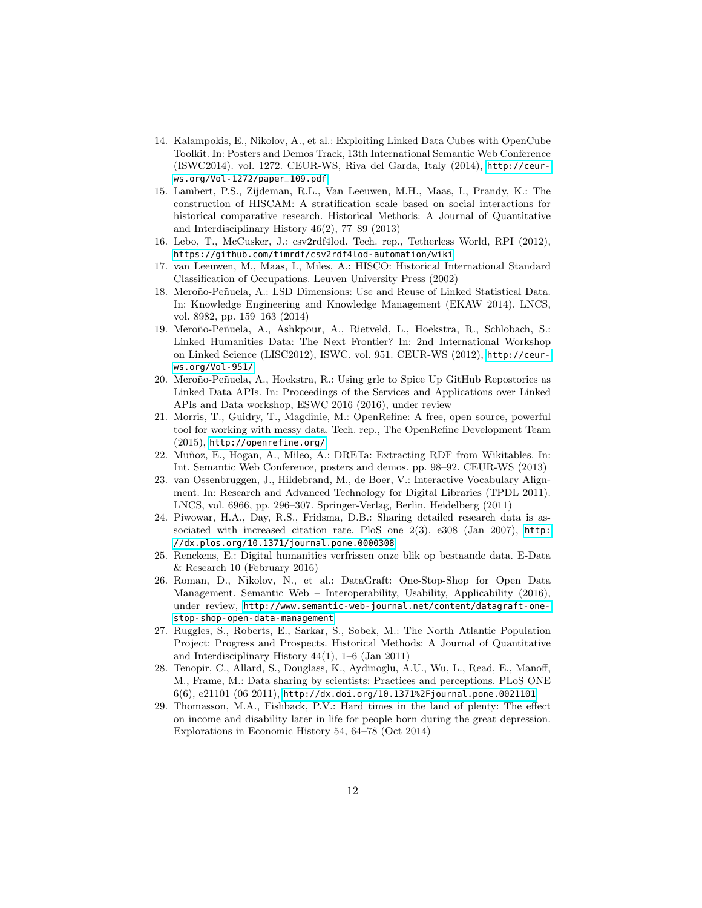14. Kalampokis, E., Nikolov, A., et al.: Exploiting Linked Data Cubes with OpenCube Toolkit. In: Posters and Demos Track, 13th International Semantic Web Conference (ISWC2014). vol. 1272. CEUR-WS, Riva del Garda, Italy (2014), http://ceur-ws.org/Vol-1272/paper_109.pdf
15. Lambert, P.S., Zijdeman, R.L., Van Leeuwen, M.H., Maas, I., Prandy, K.: The construction of HISCAM: A stratification scale based on social interactions for historical comparative research. Historical Methods: A Journal of Quantitative and Interdisciplinary History 46(2), 77–89 (2013)
16. Lebo, T., McCusker, J.: csv2rdf4lod. Tech. rep., Tetherless World, RPI (2012), https://github.com/timrdf/csv2rdf4lod-automation/wiki
17. van Leeuwen, M., Maas, I., Miles, A.: HISCO: Historical International Standard Classification of Occupations. Leuven University Press (2002)
18. Meroño-Peñuela, A.: LSD Dimensions: Use and Reuse of Linked Statistical Data. In: Knowledge Engineering and Knowledge Management (EKAW 2014). LNCS, vol. 8982, pp. 159–163 (2014)
19. Meroño-Peñuela, A., Ashkpour, A., Rietveld, L., Hoekstra, R., Schlobach, S.: Linked Humanities Data: The Next Frontier? In: 2nd International Workshop on Linked Science (LISC2012), ISWC. vol. 951. CEUR-WS (2012), http://ceur-ws.org/Vol-951/
20. Meroño-Peñuela, A., Hoekstra, R.: Using grlc to Spice Up GitHub Repostories as Linked Data APIs. In: Proceedings of the Services and Applications over Linked APIs and Data workshop, ESWC 2016 (2016), under review
21. Morris, T., Guidry, T., Magdinie, M.: OpenRefine: A free, open source, powerful tool for working with messy data. Tech. rep., The OpenRefine Development Team (2015), http://openrefine.org/
22. Muñoz, E., Hogan, A., Mileo, A.: DRETa: Extracting RDF from Wikitables. In: Int. Semantic Web Conference, posters and demos. pp. 98–92. CEUR-WS (2013)
23. van Ossenbruggen, J., Hildebrand, M., de Boer, V.: Interactive Vocabulary Alignment. In: Research and Advanced Technology for Digital Libraries (TPDL 2011). LNCS, vol. 6966, pp. 296–307. Springer-Verlag, Berlin, Heidelberg (2011)
24. Piwowar, H.A., Day, R.S., Fridsma, D.B.: Sharing detailed research data is associated with increased citation rate. PloS one 2(3), e308 (Jan 2007), http://dx.plos.org/10.1371/journal.pone.0000308
25. Renckens, E.: Digital humanities verfrissen onze blik op bestaande data. E-Data & Research 10 (February 2016)
26. Roman, D., Nikolov, N., et al.: DataGraft: One-Stop-Shop for Open Data Management. Semantic Web – Interoperability, Usability, Applicability (2016), under review, http://www.semantic-web-journal.net/content/datagraft-one-stop-shop-open-data-management
27. Ruggles, S., Roberts, E., Sarkar, S., Sobek, M.: The North Atlantic Population Project: Progress and Prospects. Historical Methods: A Journal of Quantitative and Interdisciplinary History 44(1), 1–6 (Jan 2011)
28. Tenopir, C., Allard, S., Douglass, K., Aydinoglu, A.U., Wu, L., Read, E., Manoff, M., Frame, M.: Data sharing by scientists: Practices and perceptions. PLoS ONE 6(6), e21101 (06 2011), http://dx.doi.org/10.1371%2Fjournal.pone.0021101
29. Thomasson, M.A., Fishback, P.V.: Hard times in the land of plenty: The effect on income and disability later in life for people born during the great depression. Explorations in Economic History 54, 64–78 (Oct 2014)